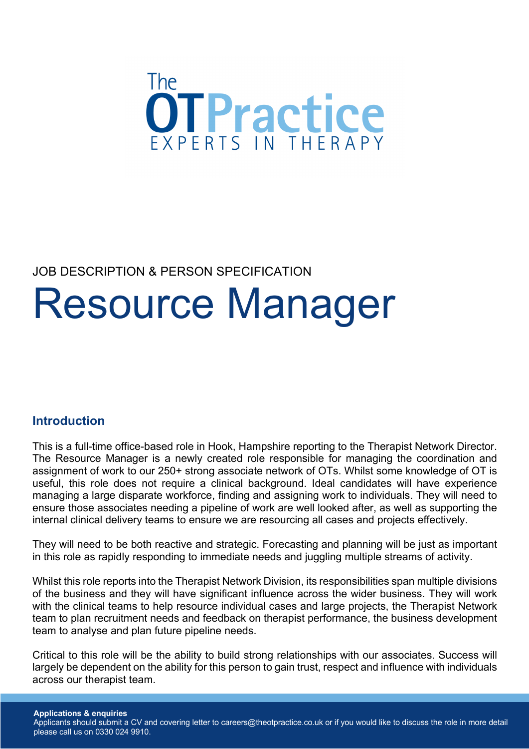The OTPractice
EXPERTS IN THERAPY

JOB DESCRIPTION & PERSON SPECIFICATION

# Resource Manager

## Introduction

This is a full-time office-based role in Hook, Hampshire reporting to the Therapist Network Director. The Resource Manager is a newly created role responsible for managing the coordination and assignment of work to our 250+ strong associate network of OTs. Whilst some knowledge of OT is useful, this role does not require a clinical background. Ideal candidates will have experience managing a large disparate workforce, finding and assigning work to individuals. They will need to ensure those associates needing a pipeline of work are well looked after, as well as supporting the internal clinical delivery teams to ensure we are resourcing all cases and projects effectively.

They will need to be both reactive and strategic. Forecasting and planning will be just as important in this role as rapidly responding to immediate needs and juggling multiple streams of activity.

Whilst this role reports into the Therapist Network Division, its responsibilities span multiple divisions of the business and they will have significant influence across the wider business. They will work with the clinical teams to help resource individual cases and large projects, the Therapist Network team to plan recruitment needs and feedback on therapist performance, the business development team to analyse and plan future pipeline needs.

Critical to this role will be the ability to build strong relationships with our associates. Success will largely be dependent on the ability for this person to gain trust, respect and influence with individuals across our therapist team.

**Applications & enquiries**
Applicants should submit a CV and covering letter to careers@theotpractice.co.uk or if you would like to discuss the role in more detail please call us on 0330 024 9910.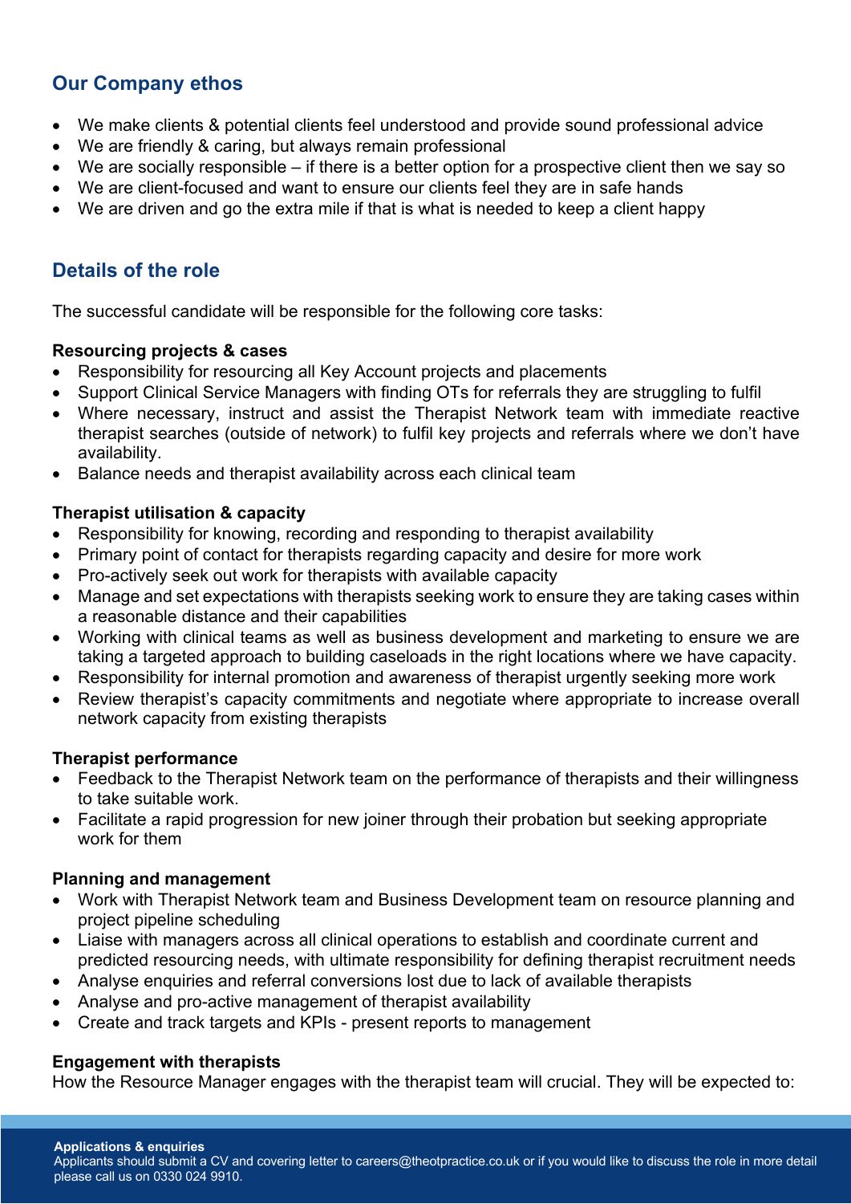## Our Company ethos

- We make clients & potential clients feel understood and provide sound professional advice
- We are friendly & caring, but always remain professional
- We are socially responsible – if there is a better option for a prospective client then we say so
- We are client-focused and want to ensure our clients feel they are in safe hands
- We are driven and go the extra mile if that is what is needed to keep a client happy

## Details of the role

The successful candidate will be responsible for the following core tasks:

**Resourcing projects & cases**

- Responsibility for resourcing all Key Account projects and placements
- Support Clinical Service Managers with finding OTs for referrals they are struggling to fulfil
- Where necessary, instruct and assist the Therapist Network team with immediate reactive therapist searches (outside of network) to fulfil key projects and referrals where we don't have availability.
- Balance needs and therapist availability across each clinical team

**Therapist utilisation & capacity**

- Responsibility for knowing, recording and responding to therapist availability
- Primary point of contact for therapists regarding capacity and desire for more work
- Pro-actively seek out work for therapists with available capacity
- Manage and set expectations with therapists seeking work to ensure they are taking cases within a reasonable distance and their capabilities
- Working with clinical teams as well as business development and marketing to ensure we are taking a targeted approach to building caseloads in the right locations where we have capacity.
- Responsibility for internal promotion and awareness of therapist urgently seeking more work
- Review therapist's capacity commitments and negotiate where appropriate to increase overall network capacity from existing therapists

**Therapist performance**

- Feedback to the Therapist Network team on the performance of therapists and their willingness to take suitable work.
- Facilitate a rapid progression for new joiner through their probation but seeking appropriate work for them

**Planning and management**

- Work with Therapist Network team and Business Development team on resource planning and project pipeline scheduling
- Liaise with managers across all clinical operations to establish and coordinate current and predicted resourcing needs, with ultimate responsibility for defining therapist recruitment needs
- Analyse enquiries and referral conversions lost due to lack of available therapists
- Analyse and pro-active management of therapist availability
- Create and track targets and KPIs - present reports to management

**Engagement with therapists**

How the Resource Manager engages with the therapist team will crucial. They will be expected to:

**Applications & enquiries**
Applicants should submit a CV and covering letter to careers@theotpractice.co.uk or if you would like to discuss the role in more detail please call us on 0330 024 9910.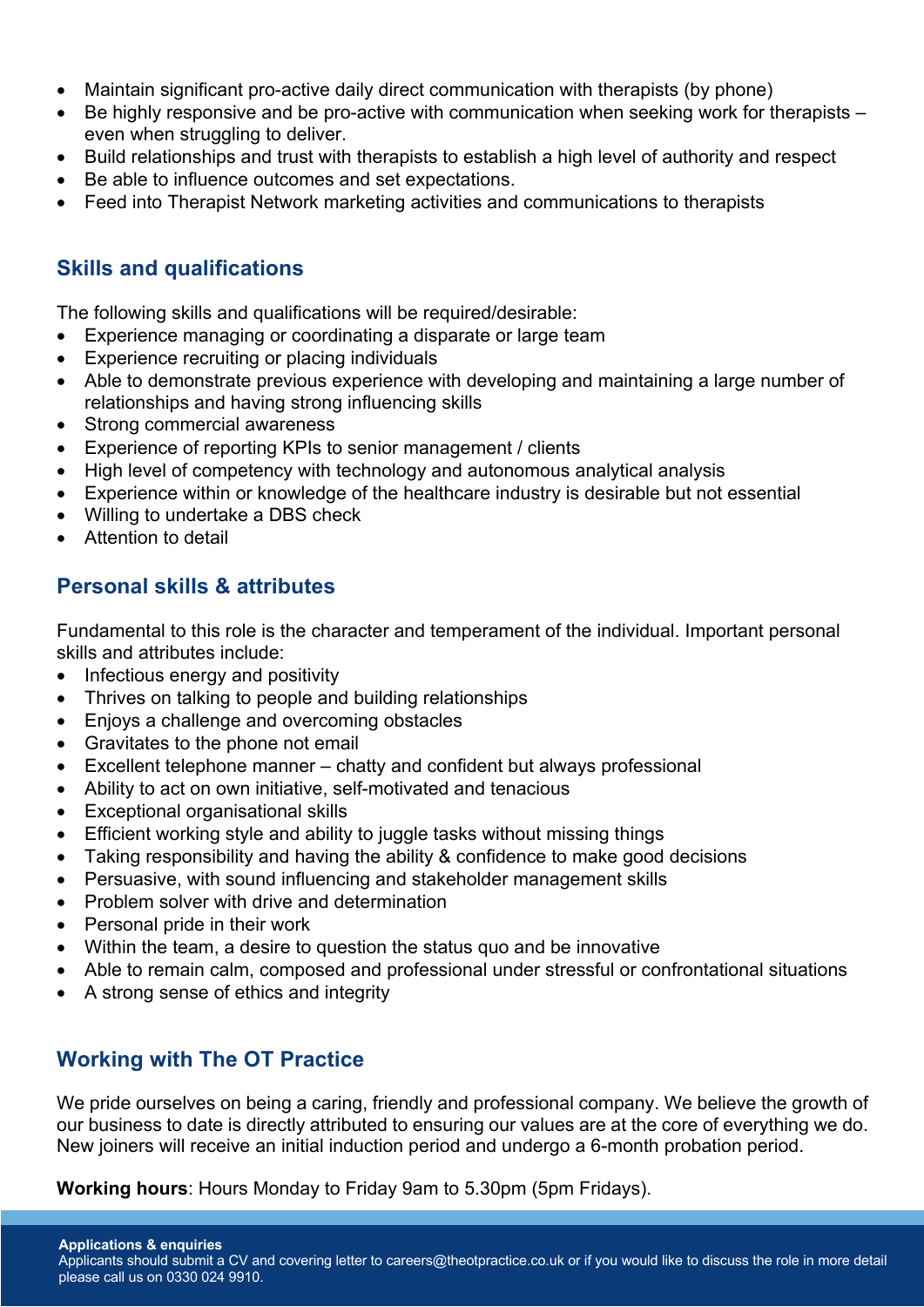- Maintain significant pro-active daily direct communication with therapists (by phone)
- Be highly responsive and be pro-active with communication when seeking work for therapists – even when struggling to deliver.
- Build relationships and trust with therapists to establish a high level of authority and respect
- Be able to influence outcomes and set expectations.
- Feed into Therapist Network marketing activities and communications to therapists

## Skills and qualifications

The following skills and qualifications will be required/desirable:

- Experience managing or coordinating a disparate or large team
- Experience recruiting or placing individuals
- Able to demonstrate previous experience with developing and maintaining a large number of relationships and having strong influencing skills
- Strong commercial awareness
- Experience of reporting KPIs to senior management / clients
- High level of competency with technology and autonomous analytical analysis
- Experience within or knowledge of the healthcare industry is desirable but not essential
- Willing to undertake a DBS check
- Attention to detail

## Personal skills & attributes

Fundamental to this role is the character and temperament of the individual. Important personal skills and attributes include:

- Infectious energy and positivity
- Thrives on talking to people and building relationships
- Enjoys a challenge and overcoming obstacles
- Gravitates to the phone not email
- Excellent telephone manner – chatty and confident but always professional
- Ability to act on own initiative, self-motivated and tenacious
- Exceptional organisational skills
- Efficient working style and ability to juggle tasks without missing things
- Taking responsibility and having the ability & confidence to make good decisions
- Persuasive, with sound influencing and stakeholder management skills
- Problem solver with drive and determination
- Personal pride in their work
- Within the team, a desire to question the status quo and be innovative
- Able to remain calm, composed and professional under stressful or confrontational situations
- A strong sense of ethics and integrity

## Working with The OT Practice

We pride ourselves on being a caring, friendly and professional company. We believe the growth of our business to date is directly attributed to ensuring our values are at the core of everything we do. New joiners will receive an initial induction period and undergo a 6-month probation period.

**Working hours**: Hours Monday to Friday 9am to 5.30pm (5pm Fridays).

**Applications & enquiries**
Applicants should submit a CV and covering letter to careers@theotpractice.co.uk or if you would like to discuss the role in more detail please call us on 0330 024 9910.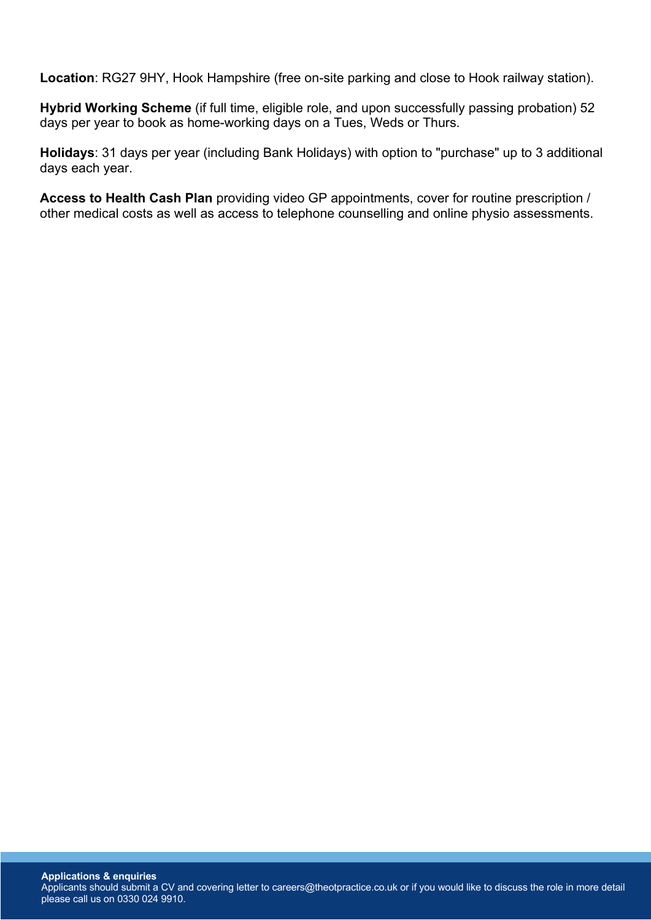**Location**: RG27 9HY, Hook Hampshire (free on-site parking and close to Hook railway station).

**Hybrid Working Scheme** (if full time, eligible role, and upon successfully passing probation) 52 days per year to book as home-working days on a Tues, Weds or Thurs.

**Holidays**: 31 days per year (including Bank Holidays) with option to "purchase" up to 3 additional days each year.

**Access to Health Cash Plan** providing video GP appointments, cover for routine prescription / other medical costs as well as access to telephone counselling and online physio assessments.

**Applications & enquiries**
Applicants should submit a CV and covering letter to careers@theotpractice.co.uk or if you would like to discuss the role in more detail please call us on 0330 024 9910.